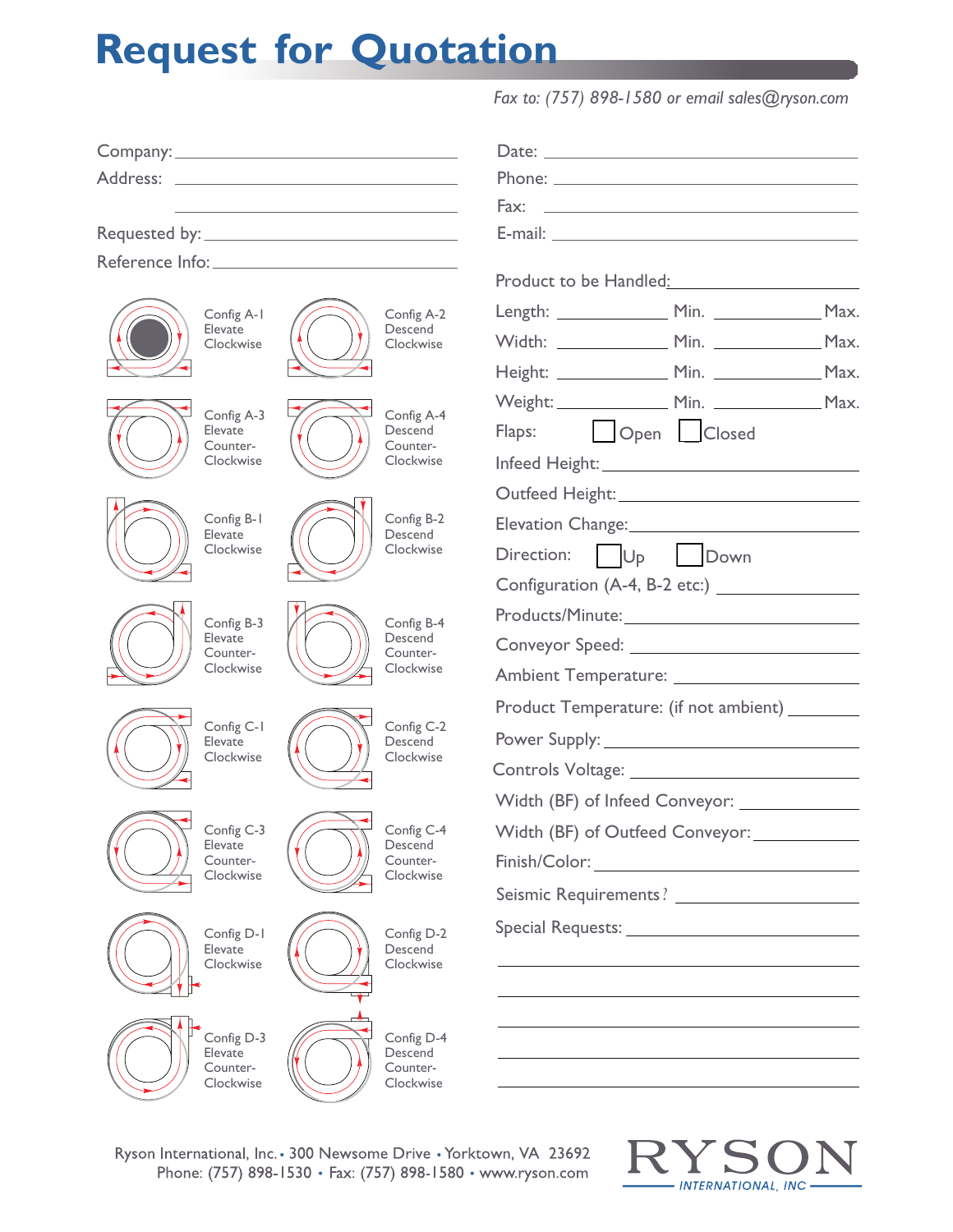# Request for Quotation

*Fax to: (757) 898-1580 or email sales@ryson.com*

Company: ______________________________

Address: ______________________________

______________________________

Requested by: ______________________________

Reference Info: ______________________________

Date: ______________________________

Phone: ______________________________

Fax: ______________________________

E-mail: ______________________________

Config A-1 Elevate Clockwise

Config A-2 Descend Clockwise

Config A-3 Elevate Counter-Clockwise

Config A-4 Descend Counter-Clockwise

Config B-1 Elevate Clockwise

Config B-2 Descend Clockwise

Config B-3 Elevate Counter-Clockwise

Config B-4 Descend Counter-Clockwise

Config C-1 Elevate Clockwise

Config C-2 Descend Clockwise

Config C-3 Elevate Counter-Clockwise

Config C-4 Descend Counter-Clockwise

Config D-1 Elevate Clockwise

Config D-2 Descend Clockwise

Config D-3 Elevate Counter-Clockwise

Config D-4 Descend Counter-Clockwise

Product to be Handled: ______________________________

Length: __________ Min. __________ Max.

Width: __________ Min. __________ Max.

Height: __________ Min. __________ Max.

Weight: __________ Min. __________ Max.

Flaps: ☐ Open ☐ Closed

Infeed Height: ______________________________

Outfeed Height: ______________________________

Elevation Change: ______________________________

Direction: ☐ Up ☐ Down

Configuration (A-4, B-2 etc:) ______________________________

Products/Minute: ______________________________

Conveyor Speed: ______________________________

Ambient Temperature: ______________________________

Product Temperature: (if not ambient) ______________________________

Power Supply: ______________________________

Controls Voltage: ______________________________

Width (BF) of Infeed Conveyor: ______________________________

Width (BF) of Outfeed Conveyor: ______________________________

Finish/Color: ______________________________

Seismic Requirements? ______________________________

Special Requests: ______________________________

______________________________

______________________________

______________________________

______________________________

______________________________

Ryson International, Inc. • 300 Newsome Drive • Yorktown, VA 23692
Phone: (757) 898-1530 • Fax: (757) 898-1580 • www.ryson.com

RYSON INTERNATIONAL, INC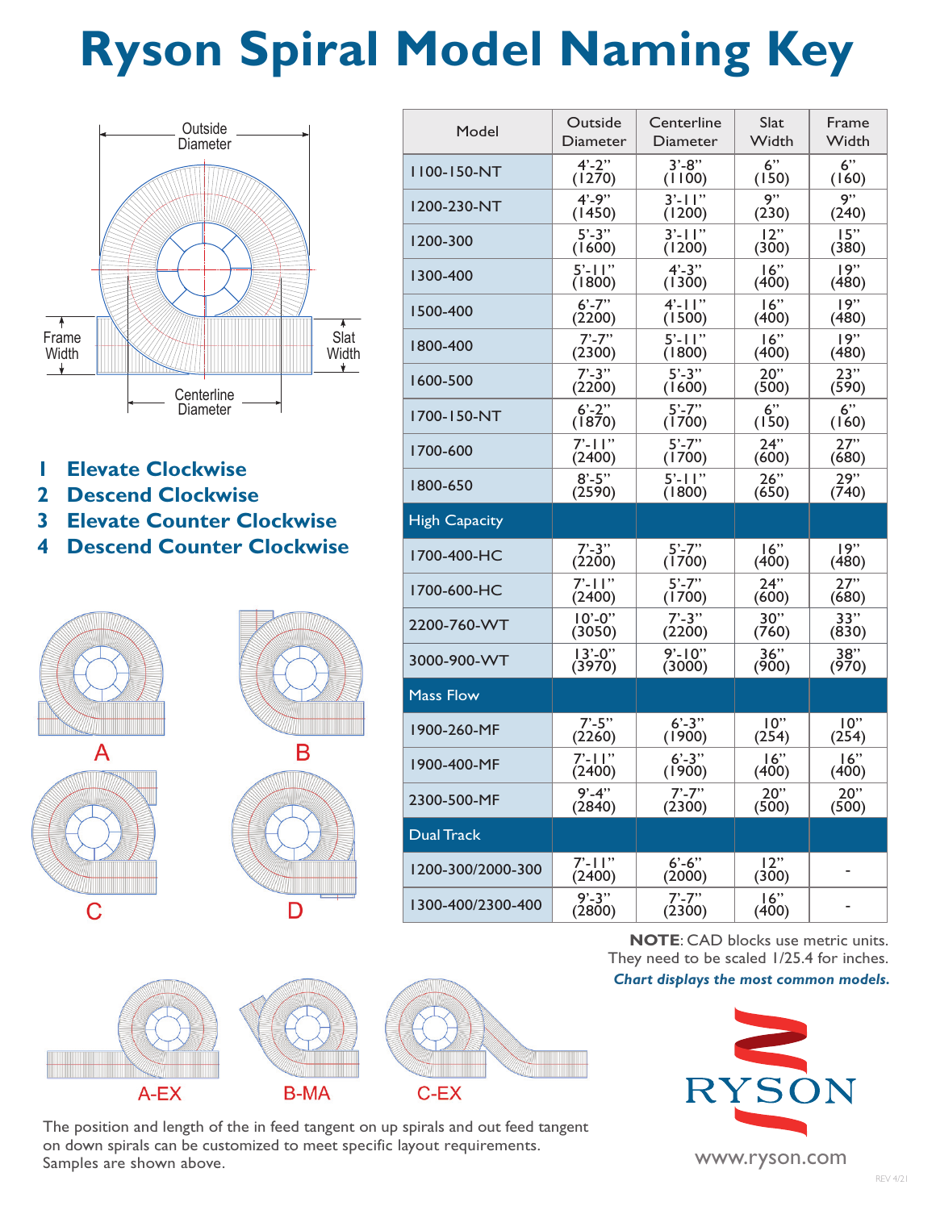# Ryson Spiral Model Naming Key

Outside Diameter

Frame Width

Slat Width

Centerline Diameter

1 **Elevate Clockwise**
2 **Descend Clockwise**
3 **Elevate Counter Clockwise**
4 **Descend Counter Clockwise**

A

B

C

D

| Model | Outside Diameter | Centerline Diameter | Slat Width | Frame Width |
|---|---|---|---|---|
| 1100-150-NT | 4'-2" (1270) | 3'-8" (1100) | 6" (150) | 6" (160) |
| 1200-230-NT | 4'-9" (1450) | 3'-11" (1200) | 9" (230) | 9" (240) |
| 1200-300 | 5'-3" (1600) | 3'-11" (1200) | 12" (300) | 15" (380) |
| 1300-400 | 5'-11" (1800) | 4'-3" (1300) | 16" (400) | 19" (480) |
| 1500-400 | 6'-7" (2200) | 4'-11" (1500) | 16" (400) | 19" (480) |
| 1800-400 | 7'-7" (2300) | 5'-11" (1800) | 16" (400) | 19" (480) |
| 1600-500 | 7'-3" (2200) | 5'-3" (1600) | 20" (500) | 23" (590) |
| 1700-150-NT | 6'-2" (1870) | 5'-7" (1700) | 6" (150) | 6" (160) |
| 1700-600 | 7'-11" (2400) | 5'-7" (1700) | 24" (600) | 27" (680) |
| 1800-650 | 8'-5" (2590) | 5'-11" (1800) | 26" (650) | 29" (740) |
| **High Capacity** | | | | |
| 1700-400-HC | 7'-3" (2200) | 5'-7" (1700) | 16" (400) | 19" (480) |
| 1700-600-HC | 7'-11" (2400) | 5'-7" (1700) | 24" (600) | 27" (680) |
| 2200-760-WT | 10'-0" (3050) | 7'-3" (2200) | 30" (760) | 33" (830) |
| 3000-900-WT | 13'-0" (3970) | 9'-10" (3000) | 36" (900) | 38" (970) |
| **Mass Flow** | | | | |
| 1900-260-MF | 7'-5" (2260) | 6'-3" (1900) | 10" (254) | 10" (254) |
| 1900-400-MF | 7'-11" (2400) | 6'-3" (1900) | 16" (400) | 16" (400) |
| 2300-500-MF | 9'-4" (2840) | 7'-7" (2300) | 20" (500) | 20" (500) |
| **Dual Track** | | | | |
| 1200-300/2000-300 | 7'-11" (2400) | 6'-6" (2000) | 12" (300) | - |
| 1300-400/2300-400 | 9'-3" (2800) | 7'-7" (2300) | 16" (400) | - |

**NOTE**: CAD blocks use metric units. They need to be scaled 1/25.4 for inches.

***Chart displays the most common models.***

A-EX

B-MA

C-EX

The position and length of the in feed tangent on up spirals and out feed tangent on down spirals can be customized to meet specific layout requirements. Samples are shown above.

RYSON

www.ryson.com

REV 4/21